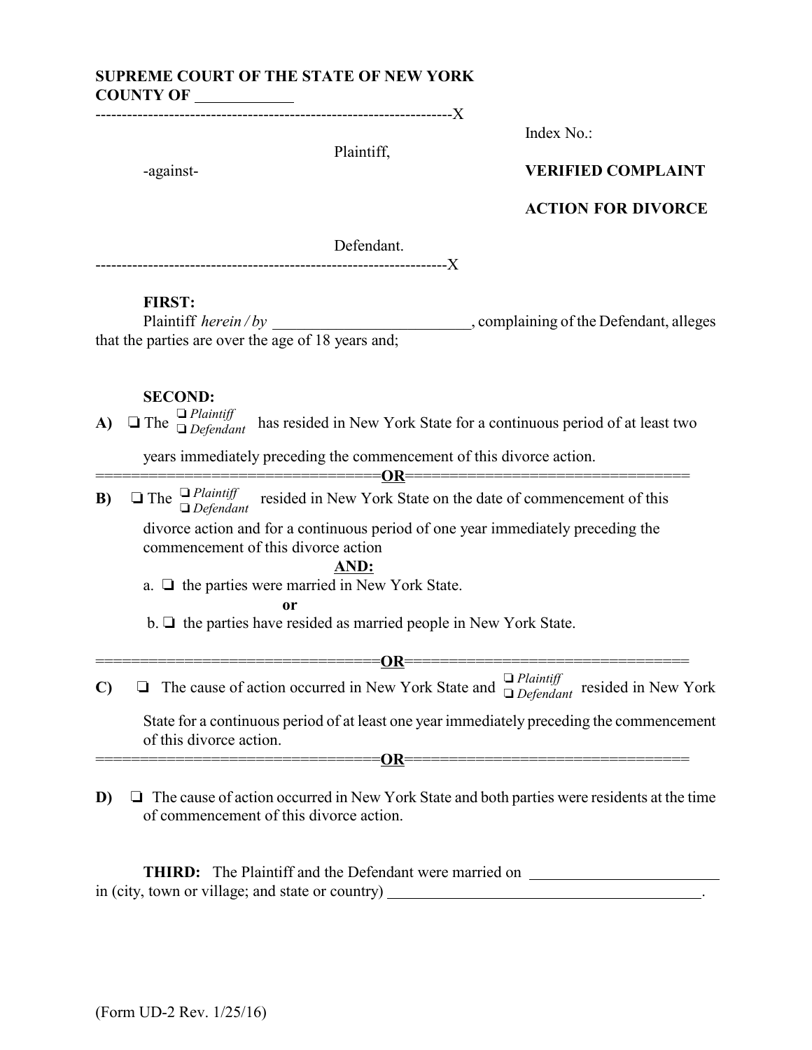**SUPREME COURT OF THE STATE OF NEW YORK**
**COUNTY OF** \_\_\_\_\_\_\_\_\_\_\_\_

-------------------------------------------------------------------X

Plaintiff,

-against-

Defendant.

-------------------------------------------------------------------X

Index No.:

**VERIFIED COMPLAINT**

**ACTION FOR DIVORCE**

**FIRST:**

Plaintiff *herein / by* \_\_\_\_\_\_\_\_\_\_\_\_\_\_\_\_\_\_\_\_\_\_\_\_\_\_, complaining of the Defendant, alleges that the parties are over the age of 18 years and;

**SECOND:**

**A)** ❑ The ❑ *Plaintiff* ❑ *Defendant* has resided in New York State for a continuous period of at least two years immediately preceding the commencement of this divorce action.

================================**OR**================================

**B)** ❑ The ❑ *Plaintiff* ❑ *Defendant* resided in New York State on the date of commencement of this divorce action and for a continuous period of one year immediately preceding the commencement of this divorce action

**AND:**

a. ❑ the parties were married in New York State.

**or**

b. ❑ the parties have resided as married people in New York State.

================================**OR**================================

**C)** ❑ The cause of action occurred in New York State and ❑ *Plaintiff* ❑ *Defendant* resided in New York State for a continuous period of at least one year immediately preceding the commencement of this divorce action.

================================**OR**================================

**D)** ❑ The cause of action occurred in New York State and both parties were residents at the time of commencement of this divorce action.

**THIRD:** The Plaintiff and the Defendant were married on \_\_\_\_\_\_\_\_\_\_\_\_\_\_\_\_\_\_\_\_\_\_\_\_\_ in (city, town or village; and state or country) \_\_\_\_\_\_\_\_\_\_\_\_\_\_\_\_\_\_\_\_\_\_\_\_\_\_\_\_\_\_\_\_\_\_\_\_\_\_\_\_\_.

(Form UD-2 Rev. 1/25/16)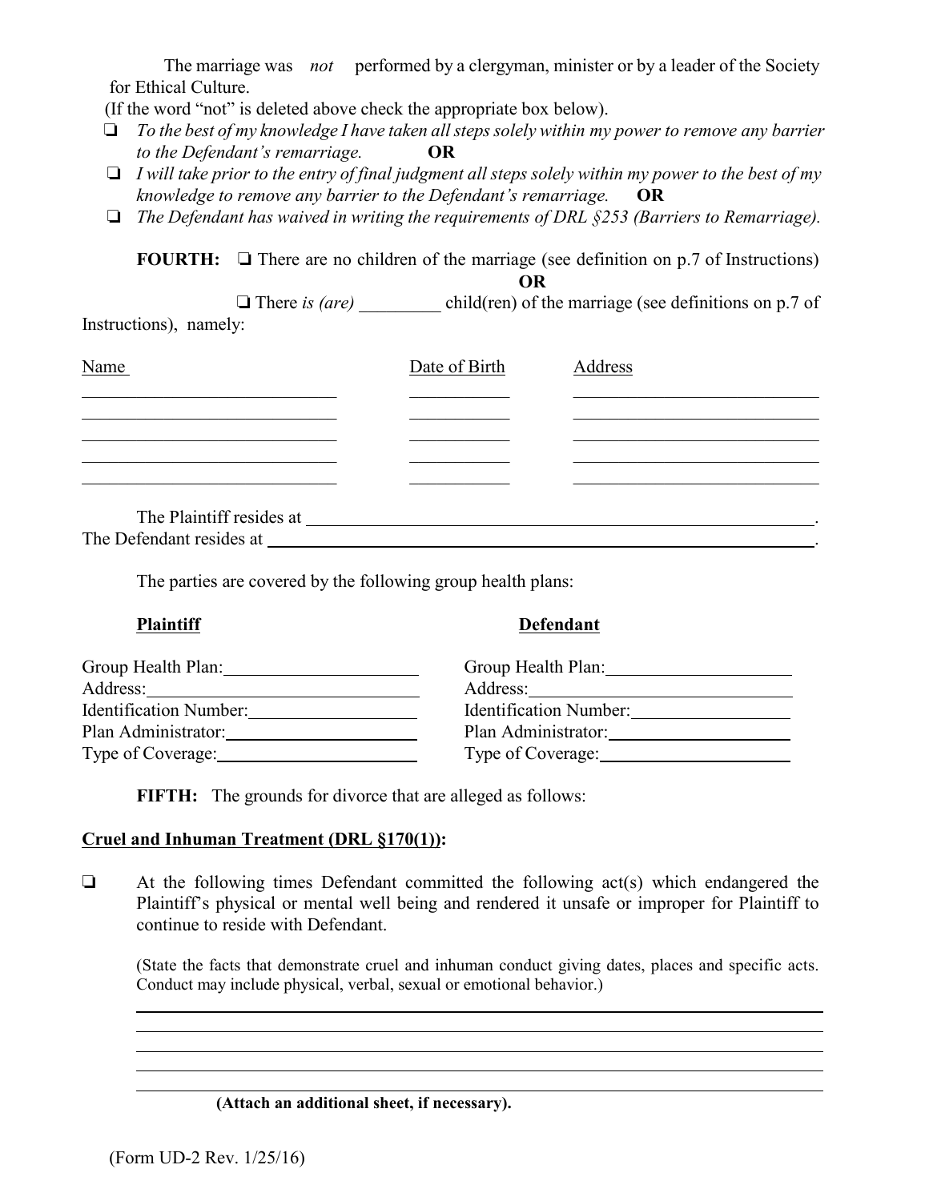The marriage was *not* performed by a clergyman, minister or by a leader of the Society for Ethical Culture.

(If the word "not" is deleted above check the appropriate box below).

- ❑ *To the best of my knowledge I have taken all steps solely within my power to remove any barrier to the Defendant's remarriage.* **OR**
- ❑ *I will take prior to the entry of final judgment all steps solely within my power to the best of my knowledge to remove any barrier to the Defendant's remarriage.* **OR**
- ❑ *The Defendant has waived in writing the requirements of DRL §253 (Barriers to Remarriage).*

**FOURTH:** ❑ There are no children of the marriage (see definition on p.7 of Instructions)

**OR**

❑ There *is (are)* _________ child(ren) of the marriage (see definitions on p.7 of Instructions), namely:

| Name | Date of Birth | Address |
|---|---|---|
| | | |
| | | |
| | | |
| | | |
| | | |

The Plaintiff resides at ______________________________________________.
The Defendant resides at ______________________________________________.

The parties are covered by the following group health plans:

| **Plaintiff** | **Defendant** |
|---|---|
| Group Health Plan:______________ | Group Health Plan:______________ |
| Address:______________ | Address:______________ |
| Identification Number:______________ | Identification Number:______________ |
| Plan Administrator:______________ | Plan Administrator:______________ |
| Type of Coverage:______________ | Type of Coverage:______________ |

**FIFTH:** The grounds for divorce that are alleged as follows:

**Cruel and Inhuman Treatment (DRL §170(1)):**

❑ At the following times Defendant committed the following act(s) which endangered the Plaintiff's physical or mental well being and rendered it unsafe or improper for Plaintiff to continue to reside with Defendant.

(State the facts that demonstrate cruel and inhuman conduct giving dates, places and specific acts. Conduct may include physical, verbal, sexual or emotional behavior.)

______________________________________________
______________________________________________
______________________________________________
______________________________________________
______________________________________________

**(Attach an additional sheet, if necessary).**

(Form UD-2 Rev. 1/25/16)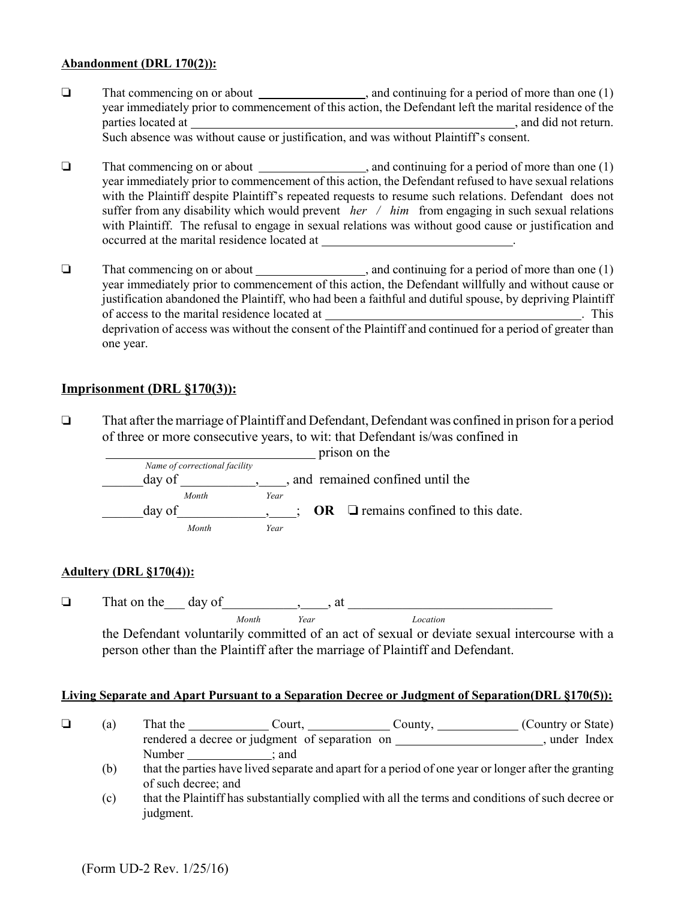**Abandonment (DRL 170(2)):**

❑ That commencing on or about _________________, and continuing for a period of more than one (1) year immediately prior to commencement of this action, the Defendant left the marital residence of the parties located at _______________________________________________________, and did not return. Such absence was without cause or justification, and was without Plaintiff's consent.

❑ That commencing on or about _________________, and continuing for a period of more than one (1) year immediately prior to commencement of this action, the Defendant refused to have sexual relations with the Plaintiff despite Plaintiff's repeated requests to resume such relations. Defendant does not suffer from any disability which would prevent *her / him* from engaging in such sexual relations with Plaintiff. The refusal to engage in sexual relations was without good cause or justification and occurred at the marital residence located at _______________________________.

❑ That commencing on or about _________________, and continuing for a period of more than one (1) year immediately prior to commencement of this action, the Defendant willfully and without cause or justification abandoned the Plaintiff, who had been a faithful and dutiful spouse, by depriving Plaintiff of access to the marital residence located at ___________________________________________. This deprivation of access was without the consent of the Plaintiff and continued for a period of greater than one year.

## **Imprisonment (DRL §170(3)):**

❑ That after the marriage of Plaintiff and Defendant, Defendant was confined in prison for a period of three or more consecutive years, to wit: that Defendant is/was confined in

________________________________ prison on the
*Name of correctional facility*

______day of ___________,____, and remained confined until the
*Month* *Year*

______day of_____________,____; **OR** ❑ remains confined to this date.
*Month* *Year*

**Adultery (DRL §170(4)):**

❑ That on the___ day of___________,____, at _______________________________
*Month* *Year* *Location*

the Defendant voluntarily committed of an act of sexual or deviate sexual intercourse with a person other than the Plaintiff after the marriage of Plaintiff and Defendant.

**Living Separate and Apart Pursuant to a Separation Decree or Judgment of Separation(DRL §170(5)):**

❑ (a) That the _____________ Court, _____________ County, _____________ (Country or State) rendered a decree or judgment of separation on ________________________, under Index Number ______________; and

(b) that the parties have lived separate and apart for a period of one year or longer after the granting of such decree; and

(c) that the Plaintiff has substantially complied with all the terms and conditions of such decree or judgment.

(Form UD-2 Rev. 1/25/16)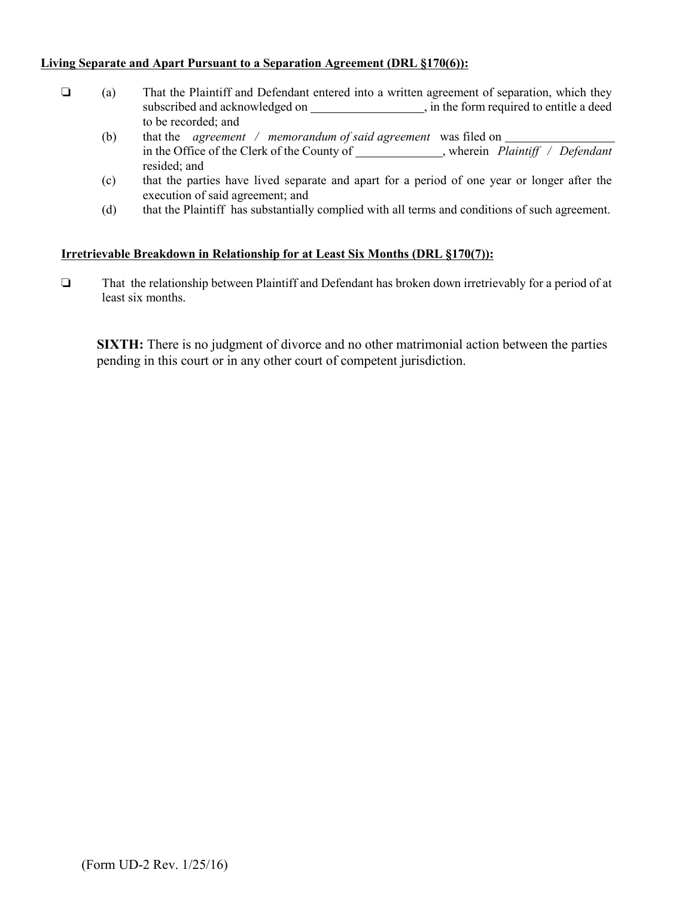**Living Separate and Apart Pursuant to a Separation Agreement (DRL §170(6)):**

❑ (a) That the Plaintiff and Defendant entered into a written agreement of separation, which they subscribed and acknowledged on __________________, in the form required to entitle a deed to be recorded; and

(b) that the *agreement / memorandum of said agreement* was filed on __________________ in the Office of the Clerk of the County of ______________, wherein *Plaintiff / Defendant* resided; and

(c) that the parties have lived separate and apart for a period of one year or longer after the execution of said agreement; and

(d) that the Plaintiff has substantially complied with all terms and conditions of such agreement.

**Irretrievable Breakdown in Relationship for at Least Six Months (DRL §170(7)):**

❑ That the relationship between Plaintiff and Defendant has broken down irretrievably for a period of at least six months.

**SIXTH:** There is no judgment of divorce and no other matrimonial action between the parties pending in this court or in any other court of competent jurisdiction.

(Form UD-2 Rev. 1/25/16)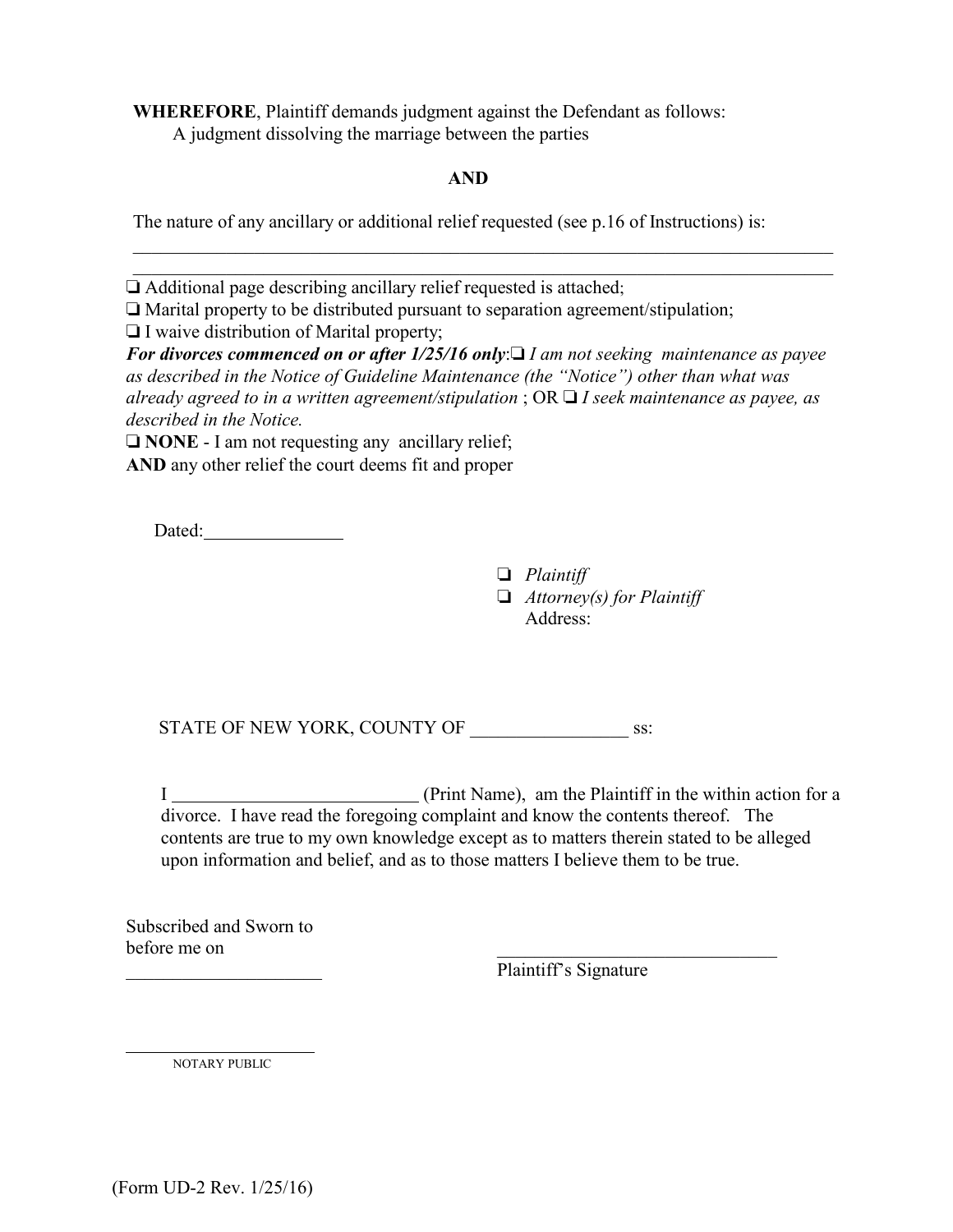**WHEREFORE**, Plaintiff demands judgment against the Defendant as follows:
A judgment dissolving the marriage between the parties

**AND**

The nature of any ancillary or additional relief requested (see p.16 of Instructions) is:
\_\_\_\_\_\_\_\_\_\_\_\_\_\_\_\_\_\_\_\_\_\_\_\_\_\_\_\_\_\_\_\_\_\_\_\_\_\_\_\_\_\_\_\_\_\_\_\_\_\_\_\_\_\_\_\_\_\_\_\_\_\_\_\_\_\_\_\_\_\_\_\_
\_\_\_\_\_\_\_\_\_\_\_\_\_\_\_\_\_\_\_\_\_\_\_\_\_\_\_\_\_\_\_\_\_\_\_\_\_\_\_\_\_\_\_\_\_\_\_\_\_\_\_\_\_\_\_\_\_\_\_\_\_\_\_\_\_\_\_\_\_\_\_\_

❑ Additional page describing ancillary relief requested is attached;
❑ Marital property to be distributed pursuant to separation agreement/stipulation;
❑ I waive distribution of Marital property;
***For divorces commenced on or after 1/25/16 only***:❑ *I am not seeking maintenance as payee as described in the Notice of Guideline Maintenance (the "Notice") other than what was already agreed to in a written agreement/stipulation* ; OR ❑ *I seek maintenance as payee, as described in the Notice.*
❑ **NONE** - I am not requesting any ancillary relief;
**AND** any other relief the court deems fit and proper

Dated:\_\_\_\_\_\_\_\_\_\_\_\_\_\_\_

❑ *Plaintiff*
❑ *Attorney(s) for Plaintiff*
Address:

STATE OF NEW YORK, COUNTY OF \_\_\_\_\_\_\_\_\_\_\_\_\_\_\_\_\_ ss:

I \_\_\_\_\_\_\_\_\_\_\_\_\_\_\_\_\_\_\_\_\_\_\_\_\_\_ (Print Name), am the Plaintiff in the within action for a divorce. I have read the foregoing complaint and know the contents thereof. The contents are true to my own knowledge except as to matters therein stated to be alleged upon information and belief, and as to those matters I believe them to be true.

Subscribed and Sworn to
before me on
\_\_\_\_\_\_\_\_\_\_\_\_\_\_\_\_\_\_\_\_\_

\_\_\_\_\_\_\_\_\_\_\_\_\_\_\_\_\_\_\_\_\_\_\_\_\_\_\_\_\_\_\_
Plaintiff's Signature

\_\_\_\_\_\_\_\_\_\_\_\_\_\_\_\_\_\_\_\_\_\_\_
NOTARY PUBLIC

(Form UD-2 Rev. 1/25/16)